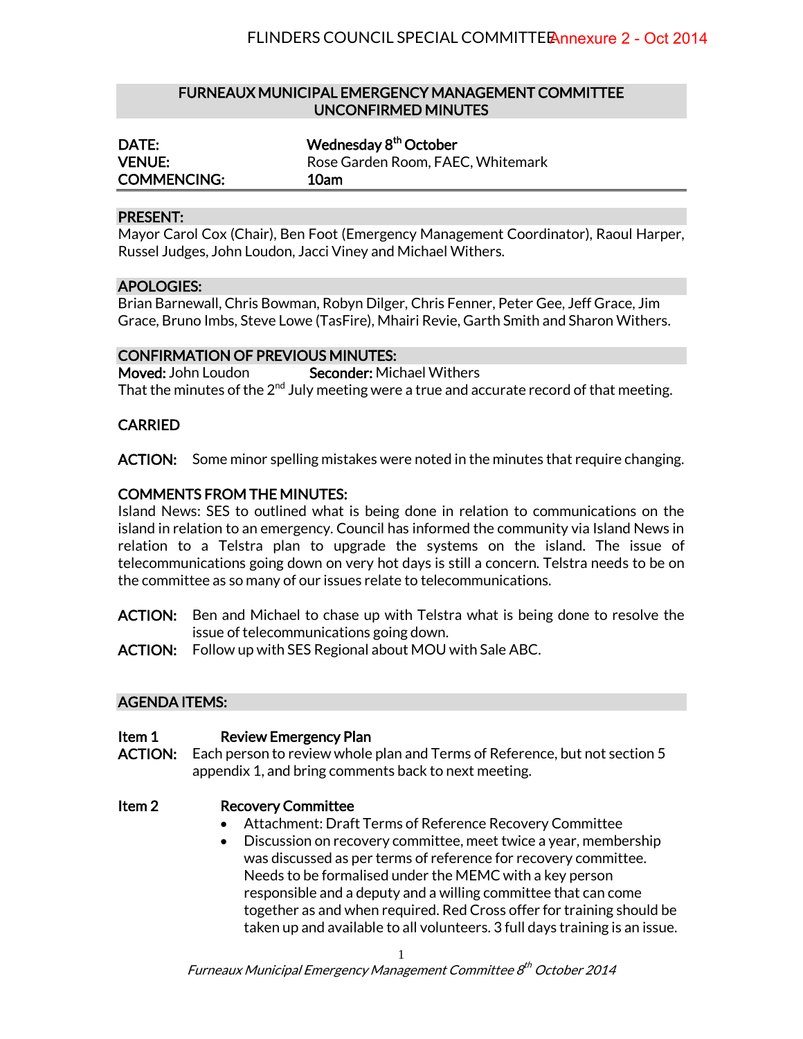## FURNEAUX MUNICIPAL EMERGENCY MANAGEMENT COMMITTEE UNCONFIRMED MINUTES

| | |
|---|---|
| **DATE:** | **Wednesday 8th October** |
| **VENUE:** | Rose Garden Room, FAEC, Whitemark |
| **COMMENCING:** | **10am** |

### PRESENT:

Mayor Carol Cox (Chair), Ben Foot (Emergency Management Coordinator), Raoul Harper, Russel Judges, John Loudon, Jacci Viney and Michael Withers.

### APOLOGIES:

Brian Barnewall, Chris Bowman, Robyn Dilger, Chris Fenner, Peter Gee, Jeff Grace, Jim Grace, Bruno Imbs, Steve Lowe (TasFire), Mhairi Revie, Garth Smith and Sharon Withers.

### CONFIRMATION OF PREVIOUS MINUTES:

**Moved:** John Loudon **Seconder:** Michael Withers

That the minutes of the 2nd July meeting were a true and accurate record of that meeting.

**CARRIED**

**ACTION:** Some minor spelling mistakes were noted in the minutes that require changing.

### COMMENTS FROM THE MINUTES:

Island News: SES to outlined what is being done in relation to communications on the island in relation to an emergency. Council has informed the community via Island News in relation to a Telstra plan to upgrade the systems on the island. The issue of telecommunications going down on very hot days is still a concern. Telstra needs to be on the committee as so many of our issues relate to telecommunications.

**ACTION:** Ben and Michael to chase up with Telstra what is being done to resolve the issue of telecommunications going down.

**ACTION:** Follow up with SES Regional about MOU with Sale ABC.

### AGENDA ITEMS:

**Item 1 Review Emergency Plan**

**ACTION:** Each person to review whole plan and Terms of Reference, but not section 5 appendix 1, and bring comments back to next meeting.

**Item 2 Recovery Committee**

- Attachment: Draft Terms of Reference Recovery Committee
- Discussion on recovery committee, meet twice a year, membership was discussed as per terms of reference for recovery committee. Needs to be formalised under the MEMC with a key person responsible and a deputy and a willing committee that can come together as and when required. Red Cross offer for training should be taken up and available to all volunteers. 3 full days training is an issue.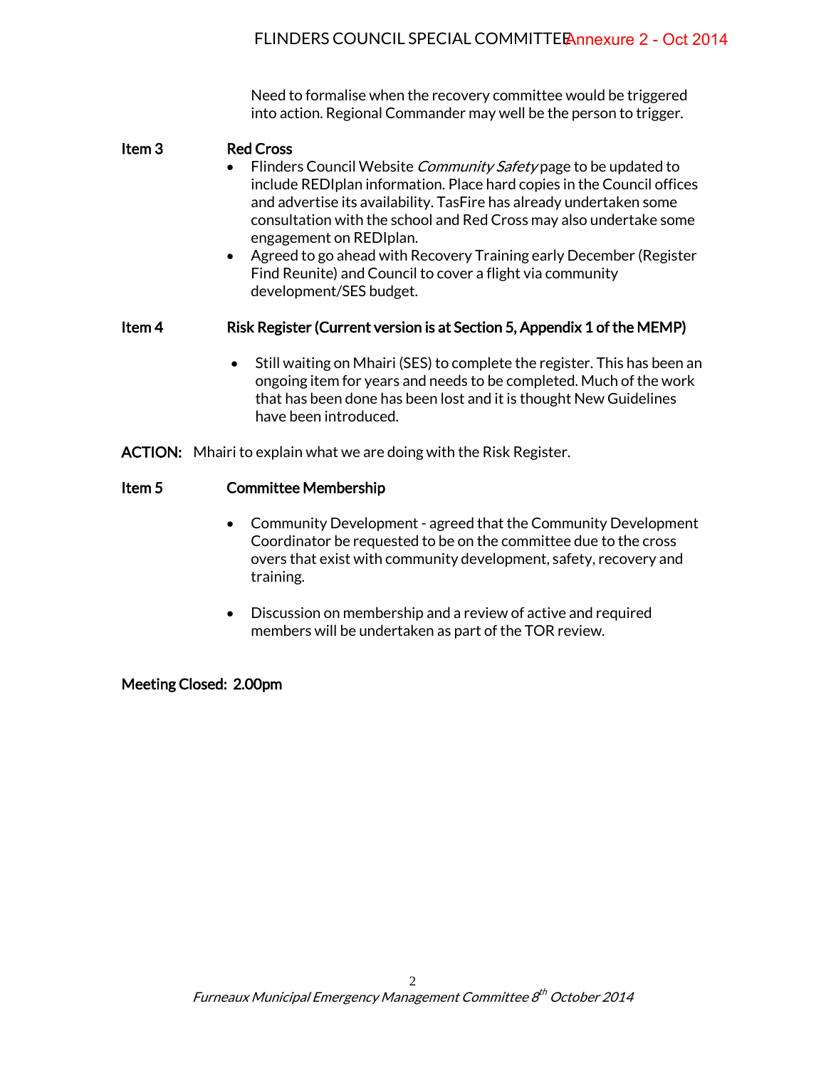Need to formalise when the recovery committee would be triggered into action. Regional Commander may well be the person to trigger.

**Item 3 Red Cross**

- Flinders Council Website *Community Safety* page to be updated to include REDIplan information. Place hard copies in the Council offices and advertise its availability. TasFire has already undertaken some consultation with the school and Red Cross may also undertake some engagement on REDIplan.
- Agreed to go ahead with Recovery Training early December (Register Find Reunite) and Council to cover a flight via community development/SES budget.

**Item 4 Risk Register (Current version is at Section 5, Appendix 1 of the MEMP)**

- Still waiting on Mhairi (SES) to complete the register. This has been an ongoing item for years and needs to be completed. Much of the work that has been done has been lost and it is thought New Guidelines have been introduced.

**ACTION:** Mhairi to explain what we are doing with the Risk Register.

**Item 5 Committee Membership**

- Community Development - agreed that the Community Development Coordinator be requested to be on the committee due to the cross overs that exist with community development, safety, recovery and training.

- Discussion on membership and a review of active and required members will be undertaken as part of the TOR review.

**Meeting Closed: 2.00pm**